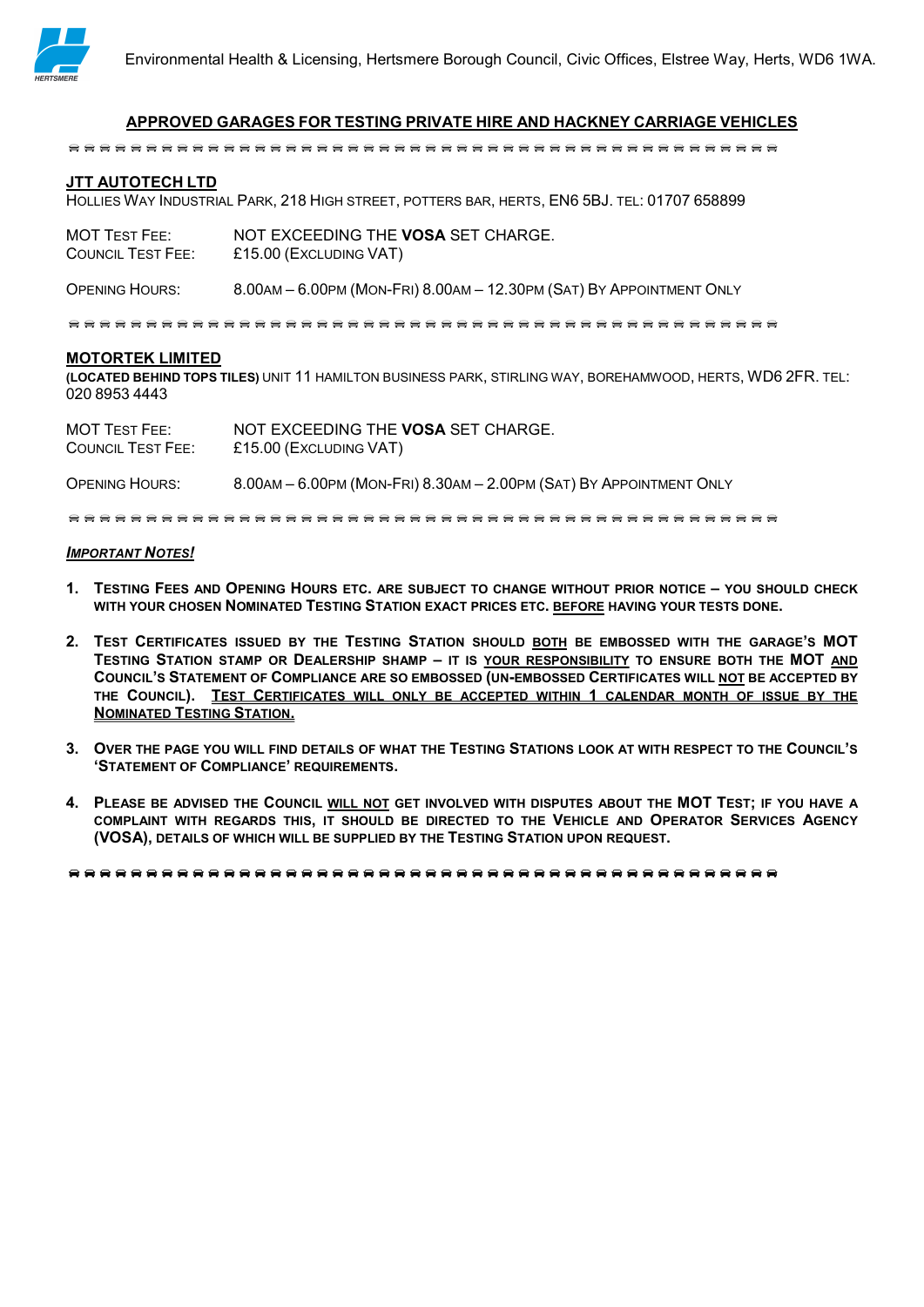Environmental Health & Licensing, Hertsmere Borough Council, Civic Offices, Elstree Way, Herts, WD6 1WA.

# APPROVED GARAGES FOR TESTING PRIVATE HIRE AND HACKNEY CARRIAGE VEHICLES

## JTT AUTOTECH LTD

Hollies Way Industrial Park, 218 High Street, Potters Bar, Herts, EN6 5BJ. Tel: 01707 658899

MOT Test Fee: NOT EXCEEDING THE **VOSA** SET CHARGE.
Council Test Fee: £15.00 (Excluding VAT)

Opening Hours: 8.00am – 6.00pm (Mon-Fri) 8.00am – 12.30pm (Sat) By Appointment Only

## MOTORTEK LIMITED

**(Located behind Tops Tiles)** Unit 11 Hamilton Business Park, Stirling Way, Borehamwood, Herts, WD6 2FR. Tel: 020 8953 4443

MOT Test Fee: NOT EXCEEDING THE **VOSA** SET CHARGE.
Council Test Fee: £15.00 (Excluding VAT)

Opening Hours: 8.00am – 6.00pm (Mon-Fri) 8.30am – 2.00pm (Sat) By Appointment Only

***Important Notes!***

1. **Testing Fees and Opening Hours etc. are subject to change without prior notice – you should check with your chosen Nominated Testing Station exact prices etc. before having your tests done.**

2. **Test Certificates issued by the Testing Station should both be embossed with the garage's MOT Testing Station stamp or Dealership shamp – it is your responsibility to ensure both the MOT and Council's Statement of Compliance are so embossed (un-embossed Certificates will not be accepted by the Council). Test Certificates will only be accepted within 1 calendar month of issue by the Nominated Testing Station.**

3. **Over the page you will find details of what the Testing Stations look at with respect to the Council's 'Statement of Compliance' requirements.**

4. **Please be advised the Council will not get involved with disputes about the MOT Test; if you have a complaint with regards this, it should be directed to the Vehicle and Operator Services Agency (VOSA), details of which will be supplied by the Testing Station upon request.**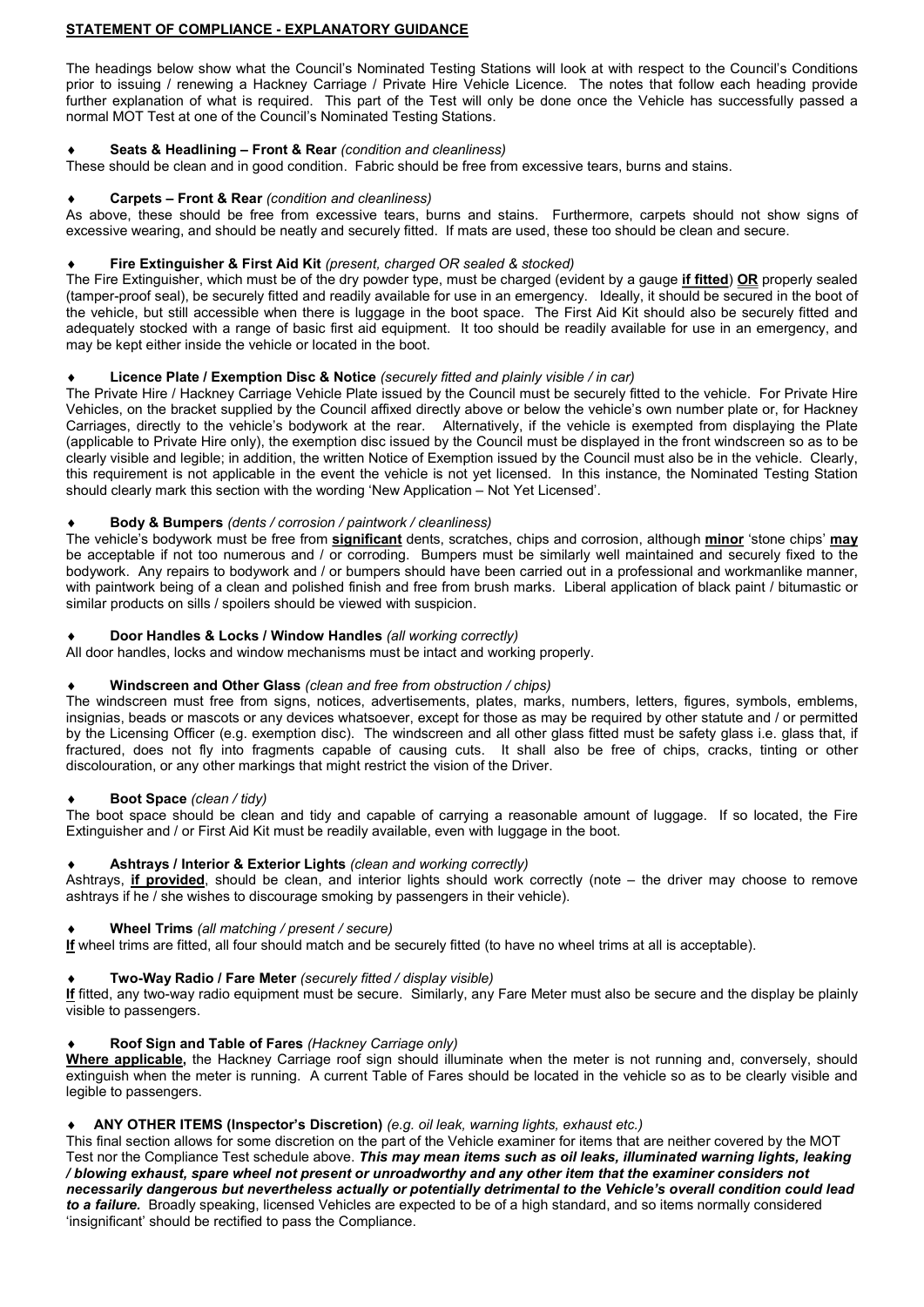## STATEMENT OF COMPLIANCE - EXPLANATORY GUIDANCE

The headings below show what the Council's Nominated Testing Stations will look at with respect to the Council's Conditions prior to issuing / renewing a Hackney Carriage / Private Hire Vehicle Licence. The notes that follow each heading provide further explanation of what is required. This part of the Test will only be done once the Vehicle has successfully passed a normal MOT Test at one of the Council's Nominated Testing Stations.

- **Seats & Headlining – Front & Rear** *(condition and cleanliness)*

These should be clean and in good condition. Fabric should be free from excessive tears, burns and stains.

- **Carpets – Front & Rear** *(condition and cleanliness)*

As above, these should be free from excessive tears, burns and stains. Furthermore, carpets should not show signs of excessive wearing, and should be neatly and securely fitted. If mats are used, these too should be clean and secure.

- **Fire Extinguisher & First Aid Kit** *(present, charged OR sealed & stocked)*

The Fire Extinguisher, which must be of the dry powder type, must be charged (evident by a gauge **if fitted**) **OR** properly sealed (tamper-proof seal), be securely fitted and readily available for use in an emergency. Ideally, it should be secured in the boot of the vehicle, but still accessible when there is luggage in the boot space. The First Aid Kit should also be securely fitted and adequately stocked with a range of basic first aid equipment. It too should be readily available for use in an emergency, and may be kept either inside the vehicle or located in the boot.

- **Licence Plate / Exemption Disc & Notice** *(securely fitted and plainly visible / in car)*

The Private Hire / Hackney Carriage Vehicle Plate issued by the Council must be securely fitted to the vehicle. For Private Hire Vehicles, on the bracket supplied by the Council affixed directly above or below the vehicle's own number plate or, for Hackney Carriages, directly to the vehicle's bodywork at the rear. Alternatively, if the vehicle is exempted from displaying the Plate (applicable to Private Hire only), the exemption disc issued by the Council must be displayed in the front windscreen so as to be clearly visible and legible; in addition, the written Notice of Exemption issued by the Council must also be in the vehicle. Clearly, this requirement is not applicable in the event the vehicle is not yet licensed. In this instance, the Nominated Testing Station should clearly mark this section with the wording 'New Application – Not Yet Licensed'.

- **Body & Bumpers** *(dents / corrosion / paintwork / cleanliness)*

The vehicle's bodywork must be free from **significant** dents, scratches, chips and corrosion, although **minor** 'stone chips' **may** be acceptable if not too numerous and / or corroding. Bumpers must be similarly well maintained and securely fixed to the bodywork. Any repairs to bodywork and / or bumpers should have been carried out in a professional and workmanlike manner, with paintwork being of a clean and polished finish and free from brush marks. Liberal application of black paint / bitumastic or similar products on sills / spoilers should be viewed with suspicion.

- **Door Handles & Locks / Window Handles** *(all working correctly)*

All door handles, locks and window mechanisms must be intact and working properly.

- **Windscreen and Other Glass** *(clean and free from obstruction / chips)*

The windscreen must free from signs, notices, advertisements, plates, marks, numbers, letters, figures, symbols, emblems, insignias, beads or mascots or any devices whatsoever, except for those as may be required by other statute and / or permitted by the Licensing Officer (e.g. exemption disc). The windscreen and all other glass fitted must be safety glass i.e. glass that, if fractured, does not fly into fragments capable of causing cuts. It shall also be free of chips, cracks, tinting or other discolouration, or any other markings that might restrict the vision of the Driver.

- **Boot Space** *(clean / tidy)*

The boot space should be clean and tidy and capable of carrying a reasonable amount of luggage. If so located, the Fire Extinguisher and / or First Aid Kit must be readily available, even with luggage in the boot.

- **Ashtrays / Interior & Exterior Lights** *(clean and working correctly)*

Ashtrays, **if provided**, should be clean, and interior lights should work correctly (note – the driver may choose to remove ashtrays if he / she wishes to discourage smoking by passengers in their vehicle).

- **Wheel Trims** *(all matching / present / secure)*

**If** wheel trims are fitted, all four should match and be securely fitted (to have no wheel trims at all is acceptable).

- **Two-Way Radio / Fare Meter** *(securely fitted / display visible)*

**If** fitted, any two-way radio equipment must be secure. Similarly, any Fare Meter must also be secure and the display be plainly visible to passengers.

- **Roof Sign and Table of Fares** *(Hackney Carriage only)*

**Where applicable,** the Hackney Carriage roof sign should illuminate when the meter is not running and, conversely, should extinguish when the meter is running. A current Table of Fares should be located in the vehicle so as to be clearly visible and legible to passengers.

- **ANY OTHER ITEMS (Inspector's Discretion)** *(e.g. oil leak, warning lights, exhaust etc.)*

This final section allows for some discretion on the part of the Vehicle examiner for items that are neither covered by the MOT Test nor the Compliance Test schedule above. ***This may mean items such as oil leaks, illuminated warning lights, leaking / blowing exhaust, spare wheel not present or unroadworthy and any other item that the examiner considers not necessarily dangerous but nevertheless actually or potentially detrimental to the Vehicle's overall condition could lead to a failure.*** Broadly speaking, licensed Vehicles are expected to be of a high standard, and so items normally considered 'insignificant' should be rectified to pass the Compliance.